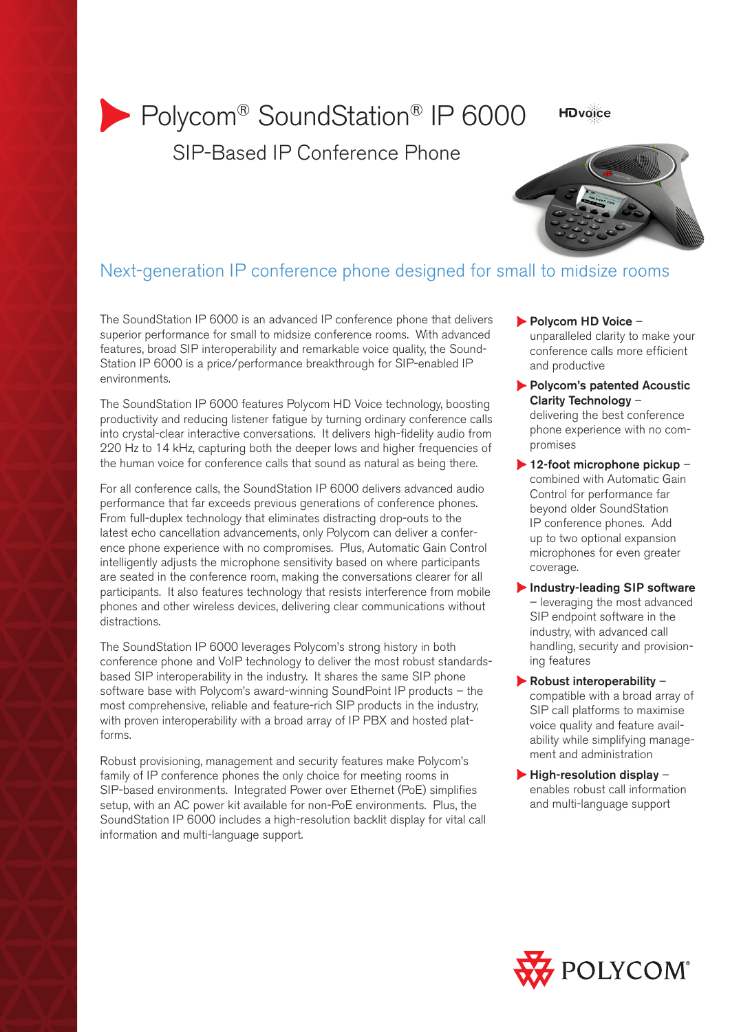# Polycom® SoundStation® IP 6000

## SIP-Based IP Conference Phone

## Next-generation IP conference phone designed for small to midsize rooms

The SoundStation IP 6000 is an advanced IP conference phone that delivers superior performance for small to midsize conference rooms. With advanced features, broad SIP interoperability and remarkable voice quality, the SoundStation IP 6000 is a price/performance breakthrough for SIP-enabled IP environments.

The SoundStation IP 6000 features Polycom HD Voice technology, boosting productivity and reducing listener fatigue by turning ordinary conference calls into crystal-clear interactive conversations. It delivers high-fidelity audio from 220 Hz to 14 kHz, capturing both the deeper lows and higher frequencies of the human voice for conference calls that sound as natural as being there.

For all conference calls, the SoundStation IP 6000 delivers advanced audio performance that far exceeds previous generations of conference phones. From full-duplex technology that eliminates distracting drop-outs to the latest echo cancellation advancements, only Polycom can deliver a conference phone experience with no compromises. Plus, Automatic Gain Control intelligently adjusts the microphone sensitivity based on where participants are seated in the conference room, making the conversations clearer for all participants. It also features technology that resists interference from mobile phones and other wireless devices, delivering clear communications without distractions.

The SoundStation IP 6000 leverages Polycom's strong history in both conference phone and VoIP technology to deliver the most robust standards-based SIP interoperability in the industry. It shares the same SIP phone software base with Polycom's award-winning SoundPoint IP products – the most comprehensive, reliable and feature-rich SIP products in the industry, with proven interoperability with a broad array of IP PBX and hosted platforms.

Robust provisioning, management and security features make Polycom's family of IP conference phones the only choice for meeting rooms in SIP-based environments. Integrated Power over Ethernet (PoE) simplifies setup, with an AC power kit available for non-PoE environments. Plus, the SoundStation IP 6000 includes a high-resolution backlit display for vital call information and multi-language support.

- **Polycom HD Voice** – unparalleled clarity to make your conference calls more efficient and productive
- **Polycom's patented Acoustic Clarity Technology** – delivering the best conference phone experience with no compromises
- **12-foot microphone pickup** – combined with Automatic Gain Control for performance far beyond older SoundStation IP conference phones. Add up to two optional expansion microphones for even greater coverage.
- **Industry-leading SIP software** – leveraging the most advanced SIP endpoint software in the industry, with advanced call handling, security and provisioning features
- **Robust interoperability** – compatible with a broad array of SIP call platforms to maximise voice quality and feature availability while simplifying management and administration
- **High-resolution display** – enables robust call information and multi-language support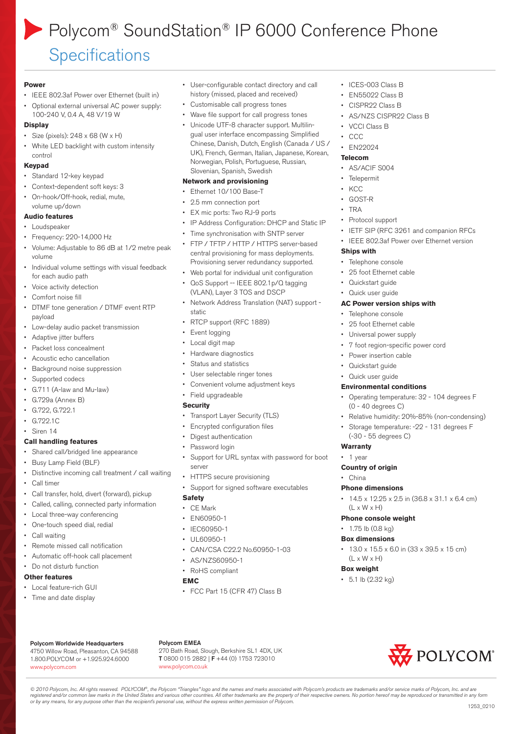# Polycom® SoundStation® IP 6000 Conference Phone

## Specifications

**Power**

- IEEE 802.3af Power over Ethernet (built in)
- Optional external universal AC power supply: 100-240 V, 0.4 A, 48 V/19 W

**Display**

- Size (pixels): 248 x 68 (W x H)
- White LED backlight with custom intensity control

**Keypad**

- Standard 12-key keypad
- Context-dependent soft keys: 3
- On-hook/Off-hook, redial, mute, volume up/down

**Audio features**

- Loudspeaker
- Frequency: 220-14,000 Hz
- Volume: Adjustable to 86 dB at 1/2 metre peak volume
- Individual volume settings with visual feedback for each audio path
- Voice activity detection
- Comfort noise fill
- DTMF tone generation / DTMF event RTP payload
- Low-delay audio packet transmission
- Adaptive jitter buffers
- Packet loss concealment
- Acoustic echo cancellation
- Background noise suppression
- Supported codecs
- G.711 (A-law and Mu-law)
- G.729a (Annex B)
- G.722, G.722.1
- G.722.1C
- Siren 14

**Call handling features**

- Shared call/bridged line appearance
- Busy Lamp Field (BLF)
- Distinctive incoming call treatment / call waiting
- Call timer
- Call transfer, hold, divert (forward), pickup
- Called, calling, connected party information
- Local three-way conferencing
- One-touch speed dial, redial
- Call waiting
- Remote missed call notification
- Automatic off-hook call placement
- Do not disturb function

**Other features**

- Local feature-rich GUI
- Time and date display
- User-configurable contact directory and call history (missed, placed and received)
- Customisable call progress tones
- Wave file support for call progress tones
- Unicode UTF-8 character support. Multilingual user interface encompassing Simplified Chinese, Danish, Dutch, English (Canada / US / UK), French, German, Italian, Japanese, Korean, Norwegian, Polish, Portuguese, Russian, Slovenian, Spanish, Swedish

**Network and provisioning**

- Ethernet 10/100 Base-T
- 2.5 mm connection port
- EX mic ports: Two RJ-9 ports
- IP Address Configuration: DHCP and Static IP
- Time synchronisation with SNTP server
- FTP / TFTP / HTTP / HTTPS server-based central provisioning for mass deployments. Provisioning server redundancy supported.
- Web portal for individual unit configuration
- QoS Support -- IEEE 802.1p/Q tagging (VLAN), Layer 3 TOS and DSCP
- Network Address Translation (NAT) support - static
- RTCP support (RFC 1889)
- Event logging
- Local digit map
- Hardware diagnostics
- Status and statistics
- User selectable ringer tones
- Convenient volume adjustment keys
- Field upgradeable

**Security**

- Transport Layer Security (TLS)
- Encrypted configuration files
- Digest authentication
- Password login
- Support for URL syntax with password for boot server
- HTTPS secure provisioning
- Support for signed software executables

**Safety**

- CE Mark
- EN60950-1
- IEC60950-1
- UL60950-1
- CAN/CSA C22.2 No.60950-1-03
- AS/NZS60950-1
- RoHS compliant

**EMC**

- FCC Part 15 (CFR 47) Class B
- ICES-003 Class B
- EN55022 Class B
- CISPR22 Class B
- AS/NZS CISPR22 Class B
- VCCI Class B
- CCC
- EN22024

**Telecom**

- AS/ACIF S004
- Telepermit
- KCC
- GOST-R
- TRA
- Protocol support
- IETF SIP (RFC 3261 and companion RFCs
- IEEE 802.3af Power over Ethernet version

**Ships with**

- Telephone console
- 25 foot Ethernet cable
- Quickstart guide
- Quick user guide

**AC Power version ships with**

- Telephone console
- 25 foot Ethernet cable
- Universal power supply
- 7 foot region-specific power cord
- Power insertion cable
- Quickstart guide
- Quick user guide

**Environmental conditions**

- Operating temperature: 32 - 104 degrees F (0 - 40 degrees C)
- Relative humidity: 20%-85% (non-condensing)
- Storage temperature: -22 - 131 degrees F (-30 - 55 degrees C)

**Warranty**

- 1 year

**Country of origin**

- China

**Phone dimensions**

- 14.5 x 12.25 x 2.5 in (36.8 x 31.1 x 6.4 cm) (L x W x H)

**Phone console weight**

- 1.75 lb (0.8 kg)

**Box dimensions**

- 13.0 x 15.5 x 6.0 in (33 x 39.5 x 15 cm) (L x W x H)

**Box weight**

- 5.1 lb (2.32 kg)

**Polycom Worldwide Headquarters**
4750 Willow Road, Pleasanton, CA 94588
1.800.POLYCOM or +1.925.924.6000
www.polycom.com

**Polycom EMEA**
270 Bath Road, Slough, Berkshire SL1 4DX, UK
**T** 0800 015 2882 | **F** +44 (0) 1753 723010
www.polycom.co.uk

POLYCOM®

*© 2010 Polycom, Inc. All rights reserved. POLYCOM®, the Polycom "Triangles" logo and the names and marks associated with Polycom's products are trademarks and/or service marks of Polycom, Inc. and are registered and/or common law marks in the United States and various other countries. All other trademarks are the property of their respective owners. No portion hereof may be reproduced or transmitted in any form or by any means, for any purpose other than the recipient's personal use, without the express written permission of Polycom.*

1253_0210